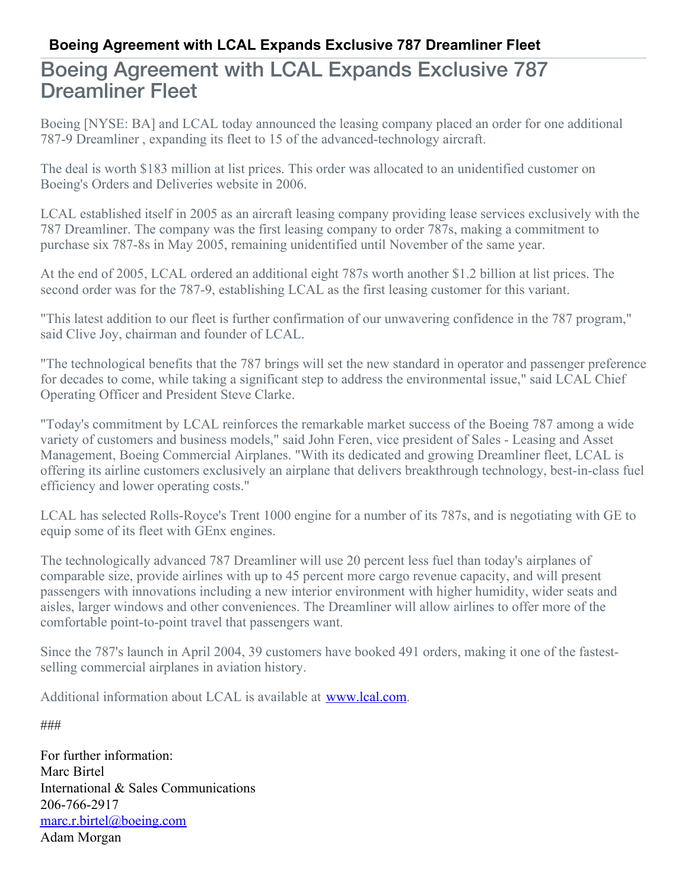# Boeing Agreement with LCAL Expands Exclusive 787 Dreamliner Fleet

Boeing [NYSE: BA] and LCAL today announced the leasing company placed an order for one additional 787-9 Dreamliner , expanding its fleet to 15 of the advanced-technology aircraft.

The deal is worth $183 million at list prices. This order was allocated to an unidentified customer on Boeing's Orders and Deliveries website in 2006.

LCAL established itself in 2005 as an aircraft leasing company providing lease services exclusively with the 787 Dreamliner. The company was the first leasing company to order 787s, making a commitment to purchase six 787-8s in May 2005, remaining unidentified until November of the same year.

At the end of 2005, LCAL ordered an additional eight 787s worth another $1.2 billion at list prices. The second order was for the 787-9, establishing LCAL as the first leasing customer for this variant.

"This latest addition to our fleet is further confirmation of our unwavering confidence in the 787 program," said Clive Joy, chairman and founder of LCAL.

"The technological benefits that the 787 brings will set the new standard in operator and passenger preference for decades to come, while taking a significant step to address the environmental issue," said LCAL Chief Operating Officer and President Steve Clarke.

"Today's commitment by LCAL reinforces the remarkable market success of the Boeing 787 among a wide variety of customers and business models," said John Feren, vice president of Sales - Leasing and Asset Management, Boeing Commercial Airplanes. "With its dedicated and growing Dreamliner fleet, LCAL is offering its airline customers exclusively an airplane that delivers breakthrough technology, best-in-class fuel efficiency and lower operating costs."

LCAL has selected Rolls-Royce's Trent 1000 engine for a number of its 787s, and is negotiating with GE to equip some of its fleet with GEnx engines.

The technologically advanced 787 Dreamliner will use 20 percent less fuel than today's airplanes of comparable size, provide airlines with up to 45 percent more cargo revenue capacity, and will present passengers with innovations including a new interior environment with higher humidity, wider seats and aisles, larger windows and other conveniences. The Dreamliner will allow airlines to offer more of the comfortable point-to-point travel that passengers want.

Since the 787's launch in April 2004, 39 customers have booked 491 orders, making it one of the fastest-selling commercial airplanes in aviation history.

Additional information about LCAL is available at [www.lcal.com](http://www.lcal.com).

###

For further information:
Marc Birtel
International & Sales Communications
206-766-2917
[marc.r.birtel@boeing.com](mailto:marc.r.birtel@boeing.com)
Adam Morgan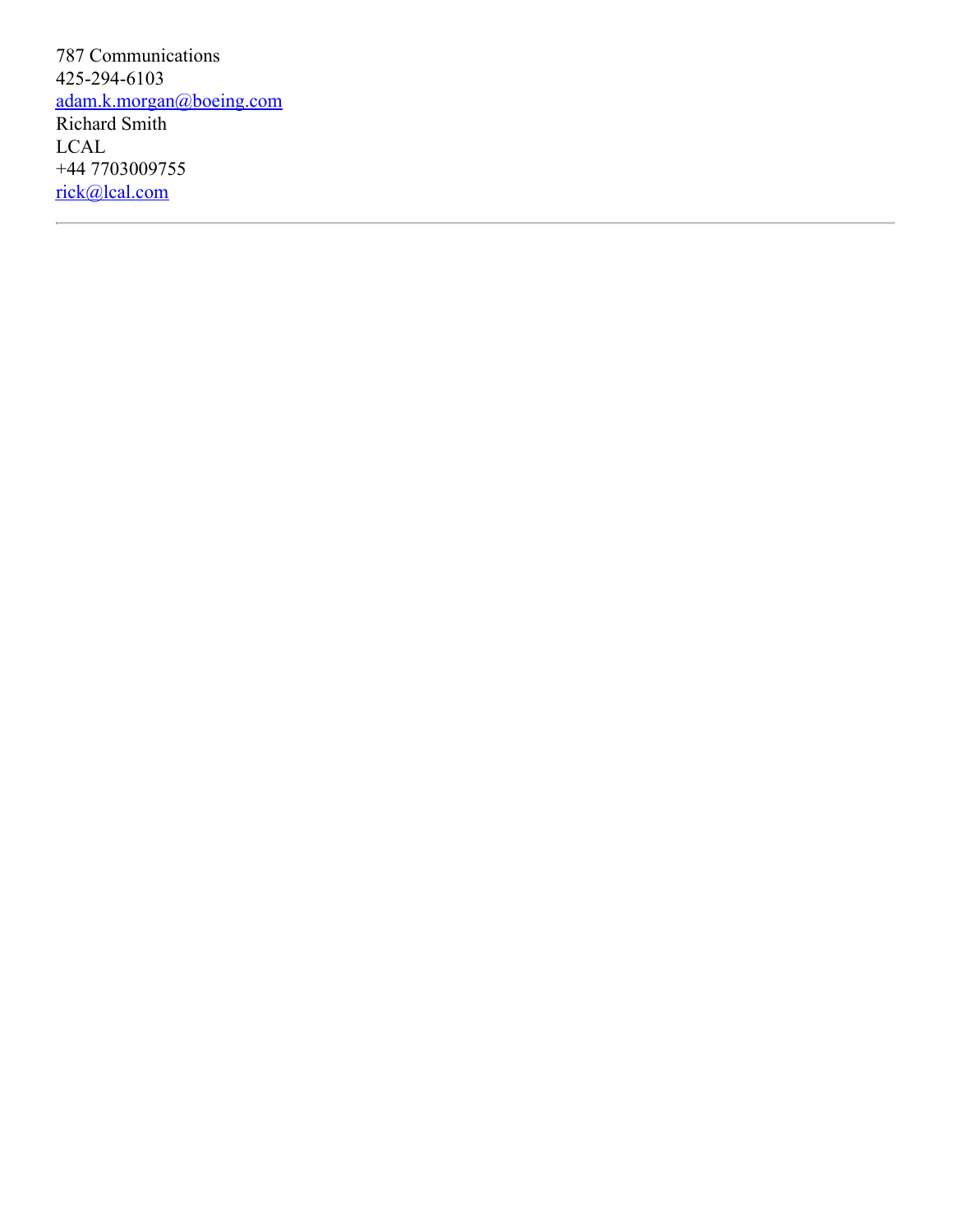787 Communications
425-294-6103
adam.k.morgan@boeing.com
Richard Smith
LCAL
+44 7703009755
rick@lcal.com

---